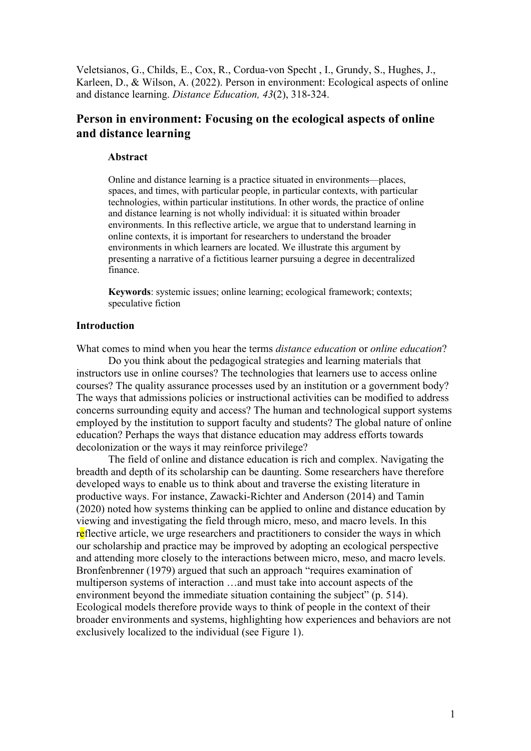Veletsianos, G., Childs, E., Cox, R., Cordua-von Specht , I., Grundy, S., Hughes, J., Karleen, D., & Wilson, A. (2022). Person in environment: Ecological aspects of online and distance learning. *Distance Education, 43*(2), 318-324.

# Person in environment: Focusing on the ecological aspects of online and distance learning

**Abstract**

Online and distance learning is a practice situated in environments—places, spaces, and times, with particular people, in particular contexts, with particular technologies, within particular institutions. In other words, the practice of online and distance learning is not wholly individual: it is situated within broader environments. In this reflective article, we argue that to understand learning in online contexts, it is important for researchers to understand the broader environments in which learners are located. We illustrate this argument by presenting a narrative of a fictitious learner pursuing a degree in decentralized finance.

**Keywords**: systemic issues; online learning; ecological framework; contexts; speculative fiction

## Introduction

What comes to mind when you hear the terms *distance education* or *online education*?

Do you think about the pedagogical strategies and learning materials that instructors use in online courses? The technologies that learners use to access online courses? The quality assurance processes used by an institution or a government body? The ways that admissions policies or instructional activities can be modified to address concerns surrounding equity and access? The human and technological support systems employed by the institution to support faculty and students? The global nature of online education? Perhaps the ways that distance education may address efforts towards decolonization or the ways it may reinforce privilege?

The field of online and distance education is rich and complex. Navigating the breadth and depth of its scholarship can be daunting. Some researchers have therefore developed ways to enable us to think about and traverse the existing literature in productive ways. For instance, Zawacki-Richter and Anderson (2014) and Tamin (2020) noted how systems thinking can be applied to online and distance education by viewing and investigating the field through micro, meso, and macro levels. In this reflective article, we urge researchers and practitioners to consider the ways in which our scholarship and practice may be improved by adopting an ecological perspective and attending more closely to the interactions between micro, meso, and macro levels. Bronfenbrenner (1979) argued that such an approach "requires examination of multiperson systems of interaction …and must take into account aspects of the environment beyond the immediate situation containing the subject" (p. 514). Ecological models therefore provide ways to think of people in the context of their broader environments and systems, highlighting how experiences and behaviors are not exclusively localized to the individual (see Figure 1).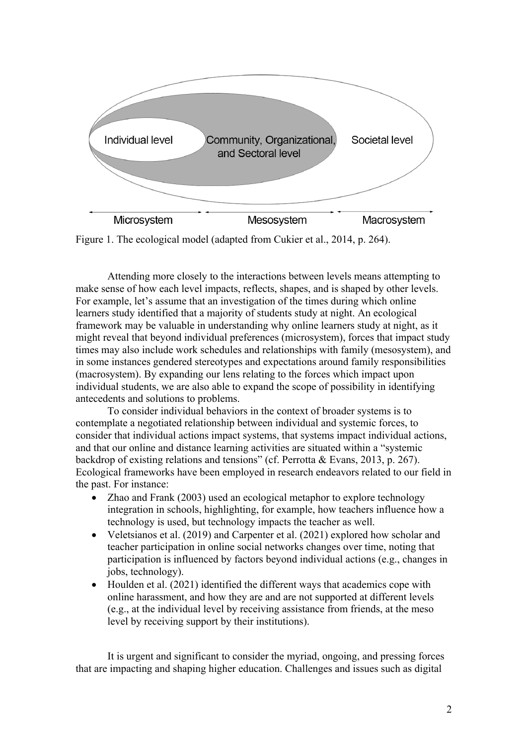Individual level

Community, Organizational, and Sectoral level

Societal level

Microsystem — Mesosystem — Macrosystem

Figure 1. The ecological model (adapted from Cukier et al., 2014, p. 264).

Attending more closely to the interactions between levels means attempting to make sense of how each level impacts, reflects, shapes, and is shaped by other levels. For example, let's assume that an investigation of the times during which online learners study identified that a majority of students study at night. An ecological framework may be valuable in understanding why online learners study at night, as it might reveal that beyond individual preferences (microsystem), forces that impact study times may also include work schedules and relationships with family (mesosystem), and in some instances gendered stereotypes and expectations around family responsibilities (macrosystem). By expanding our lens relating to the forces which impact upon individual students, we are also able to expand the scope of possibility in identifying antecedents and solutions to problems.

To consider individual behaviors in the context of broader systems is to contemplate a negotiated relationship between individual and systemic forces, to consider that individual actions impact systems, that systems impact individual actions, and that our online and distance learning activities are situated within a "systemic backdrop of existing relations and tensions" (cf. Perrotta & Evans, 2013, p. 267). Ecological frameworks have been employed in research endeavors related to our field in the past. For instance:

- Zhao and Frank (2003) used an ecological metaphor to explore technology integration in schools, highlighting, for example, how teachers influence how a technology is used, but technology impacts the teacher as well.
- Veletsianos et al. (2019) and Carpenter et al. (2021) explored how scholar and teacher participation in online social networks changes over time, noting that participation is influenced by factors beyond individual actions (e.g., changes in jobs, technology).
- Houlden et al. (2021) identified the different ways that academics cope with online harassment, and how they are and are not supported at different levels (e.g., at the individual level by receiving assistance from friends, at the meso level by receiving support by their institutions).

It is urgent and significant to consider the myriad, ongoing, and pressing forces that are impacting and shaping higher education. Challenges and issues such as digital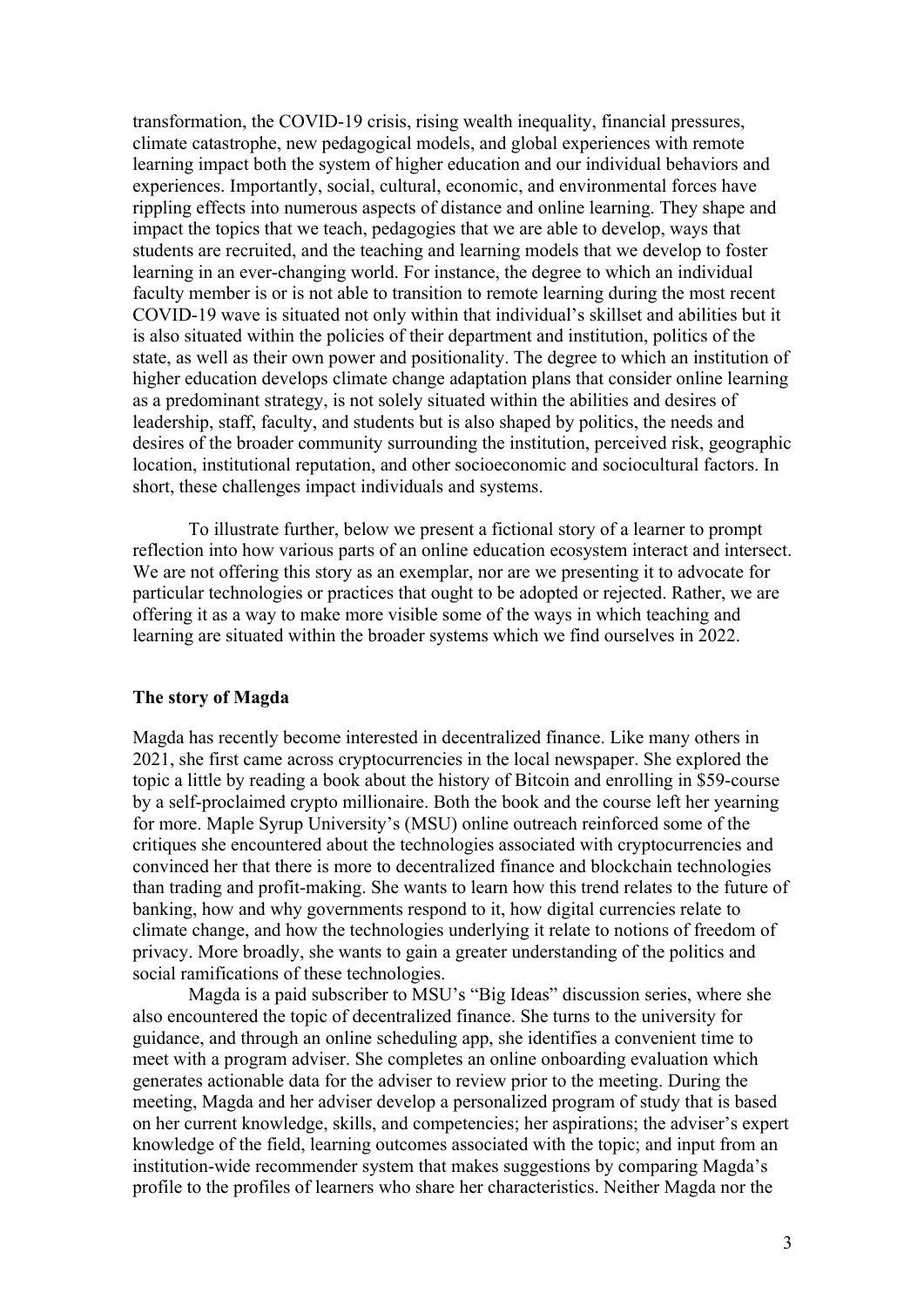transformation, the COVID-19 crisis, rising wealth inequality, financial pressures, climate catastrophe, new pedagogical models, and global experiences with remote learning impact both the system of higher education and our individual behaviors and experiences. Importantly, social, cultural, economic, and environmental forces have rippling effects into numerous aspects of distance and online learning. They shape and impact the topics that we teach, pedagogies that we are able to develop, ways that students are recruited, and the teaching and learning models that we develop to foster learning in an ever-changing world. For instance, the degree to which an individual faculty member is or is not able to transition to remote learning during the most recent COVID-19 wave is situated not only within that individual's skillset and abilities but it is also situated within the policies of their department and institution, politics of the state, as well as their own power and positionality. The degree to which an institution of higher education develops climate change adaptation plans that consider online learning as a predominant strategy, is not solely situated within the abilities and desires of leadership, staff, faculty, and students but is also shaped by politics, the needs and desires of the broader community surrounding the institution, perceived risk, geographic location, institutional reputation, and other socioeconomic and sociocultural factors. In short, these challenges impact individuals and systems.

To illustrate further, below we present a fictional story of a learner to prompt reflection into how various parts of an online education ecosystem interact and intersect. We are not offering this story as an exemplar, nor are we presenting it to advocate for particular technologies or practices that ought to be adopted or rejected. Rather, we are offering it as a way to make more visible some of the ways in which teaching and learning are situated within the broader systems which we find ourselves in 2022.

## The story of Magda

Magda has recently become interested in decentralized finance. Like many others in 2021, she first came across cryptocurrencies in the local newspaper. She explored the topic a little by reading a book about the history of Bitcoin and enrolling in $59-course by a self-proclaimed crypto millionaire. Both the book and the course left her yearning for more. Maple Syrup University's (MSU) online outreach reinforced some of the critiques she encountered about the technologies associated with cryptocurrencies and convinced her that there is more to decentralized finance and blockchain technologies than trading and profit-making. She wants to learn how this trend relates to the future of banking, how and why governments respond to it, how digital currencies relate to climate change, and how the technologies underlying it relate to notions of freedom of privacy. More broadly, she wants to gain a greater understanding of the politics and social ramifications of these technologies.

Magda is a paid subscriber to MSU's "Big Ideas" discussion series, where she also encountered the topic of decentralized finance. She turns to the university for guidance, and through an online scheduling app, she identifies a convenient time to meet with a program adviser. She completes an online onboarding evaluation which generates actionable data for the adviser to review prior to the meeting. During the meeting, Magda and her adviser develop a personalized program of study that is based on her current knowledge, skills, and competencies; her aspirations; the adviser's expert knowledge of the field, learning outcomes associated with the topic; and input from an institution-wide recommender system that makes suggestions by comparing Magda's profile to the profiles of learners who share her characteristics. Neither Magda nor the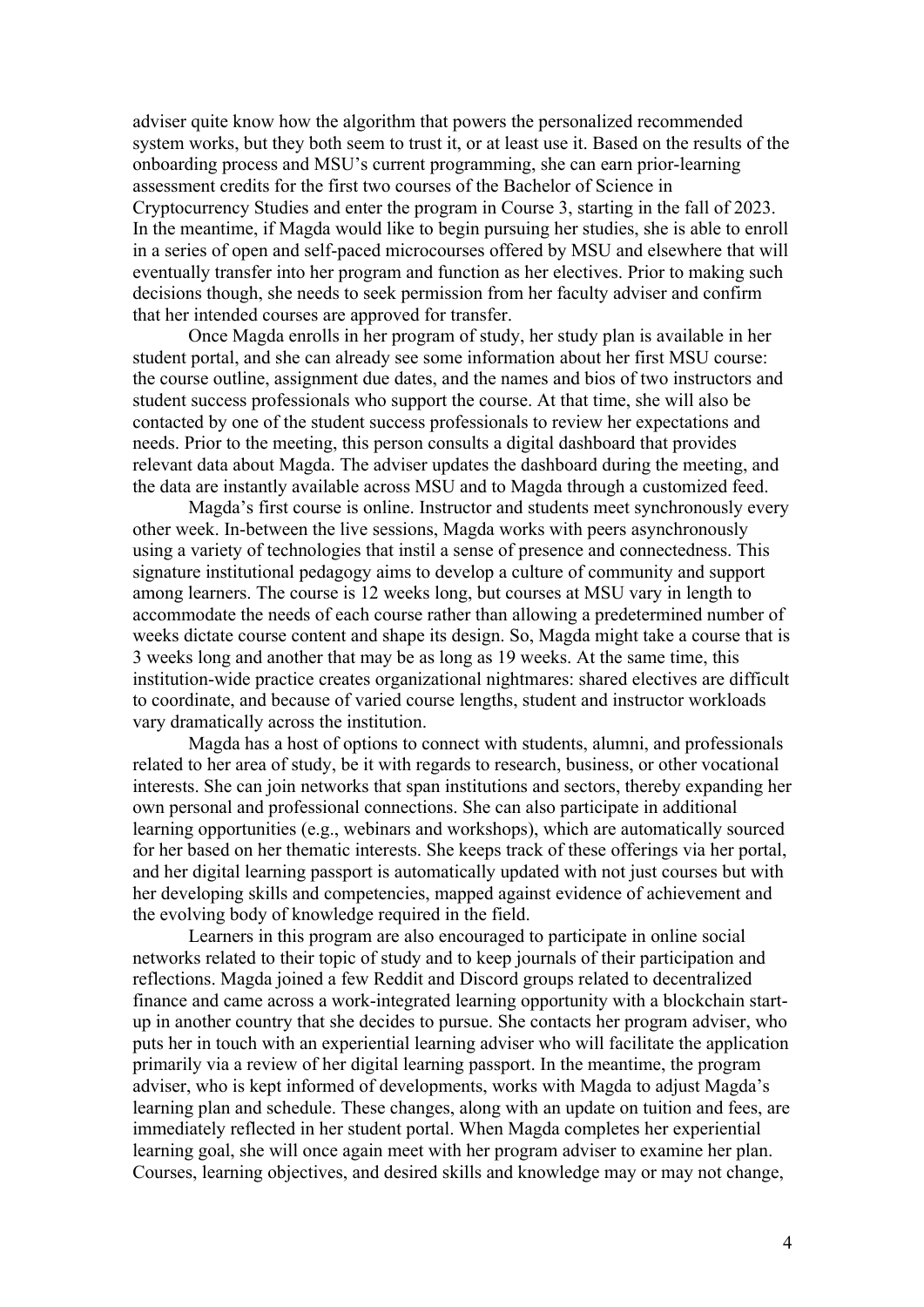adviser quite know how the algorithm that powers the personalized recommended system works, but they both seem to trust it, or at least use it. Based on the results of the onboarding process and MSU's current programming, she can earn prior-learning assessment credits for the first two courses of the Bachelor of Science in Cryptocurrency Studies and enter the program in Course 3, starting in the fall of 2023. In the meantime, if Magda would like to begin pursuing her studies, she is able to enroll in a series of open and self-paced microcourses offered by MSU and elsewhere that will eventually transfer into her program and function as her electives. Prior to making such decisions though, she needs to seek permission from her faculty adviser and confirm that her intended courses are approved for transfer.

Once Magda enrolls in her program of study, her study plan is available in her student portal, and she can already see some information about her first MSU course: the course outline, assignment due dates, and the names and bios of two instructors and student success professionals who support the course. At that time, she will also be contacted by one of the student success professionals to review her expectations and needs. Prior to the meeting, this person consults a digital dashboard that provides relevant data about Magda. The adviser updates the dashboard during the meeting, and the data are instantly available across MSU and to Magda through a customized feed.

Magda's first course is online. Instructor and students meet synchronously every other week. In-between the live sessions, Magda works with peers asynchronously using a variety of technologies that instil a sense of presence and connectedness. This signature institutional pedagogy aims to develop a culture of community and support among learners. The course is 12 weeks long, but courses at MSU vary in length to accommodate the needs of each course rather than allowing a predetermined number of weeks dictate course content and shape its design. So, Magda might take a course that is 3 weeks long and another that may be as long as 19 weeks. At the same time, this institution-wide practice creates organizational nightmares: shared electives are difficult to coordinate, and because of varied course lengths, student and instructor workloads vary dramatically across the institution.

Magda has a host of options to connect with students, alumni, and professionals related to her area of study, be it with regards to research, business, or other vocational interests. She can join networks that span institutions and sectors, thereby expanding her own personal and professional connections. She can also participate in additional learning opportunities (e.g., webinars and workshops), which are automatically sourced for her based on her thematic interests. She keeps track of these offerings via her portal, and her digital learning passport is automatically updated with not just courses but with her developing skills and competencies, mapped against evidence of achievement and the evolving body of knowledge required in the field.

Learners in this program are also encouraged to participate in online social networks related to their topic of study and to keep journals of their participation and reflections. Magda joined a few Reddit and Discord groups related to decentralized finance and came across a work-integrated learning opportunity with a blockchain start-up in another country that she decides to pursue. She contacts her program adviser, who puts her in touch with an experiential learning adviser who will facilitate the application primarily via a review of her digital learning passport. In the meantime, the program adviser, who is kept informed of developments, works with Magda to adjust Magda's learning plan and schedule. These changes, along with an update on tuition and fees, are immediately reflected in her student portal. When Magda completes her experiential learning goal, she will once again meet with her program adviser to examine her plan. Courses, learning objectives, and desired skills and knowledge may or may not change,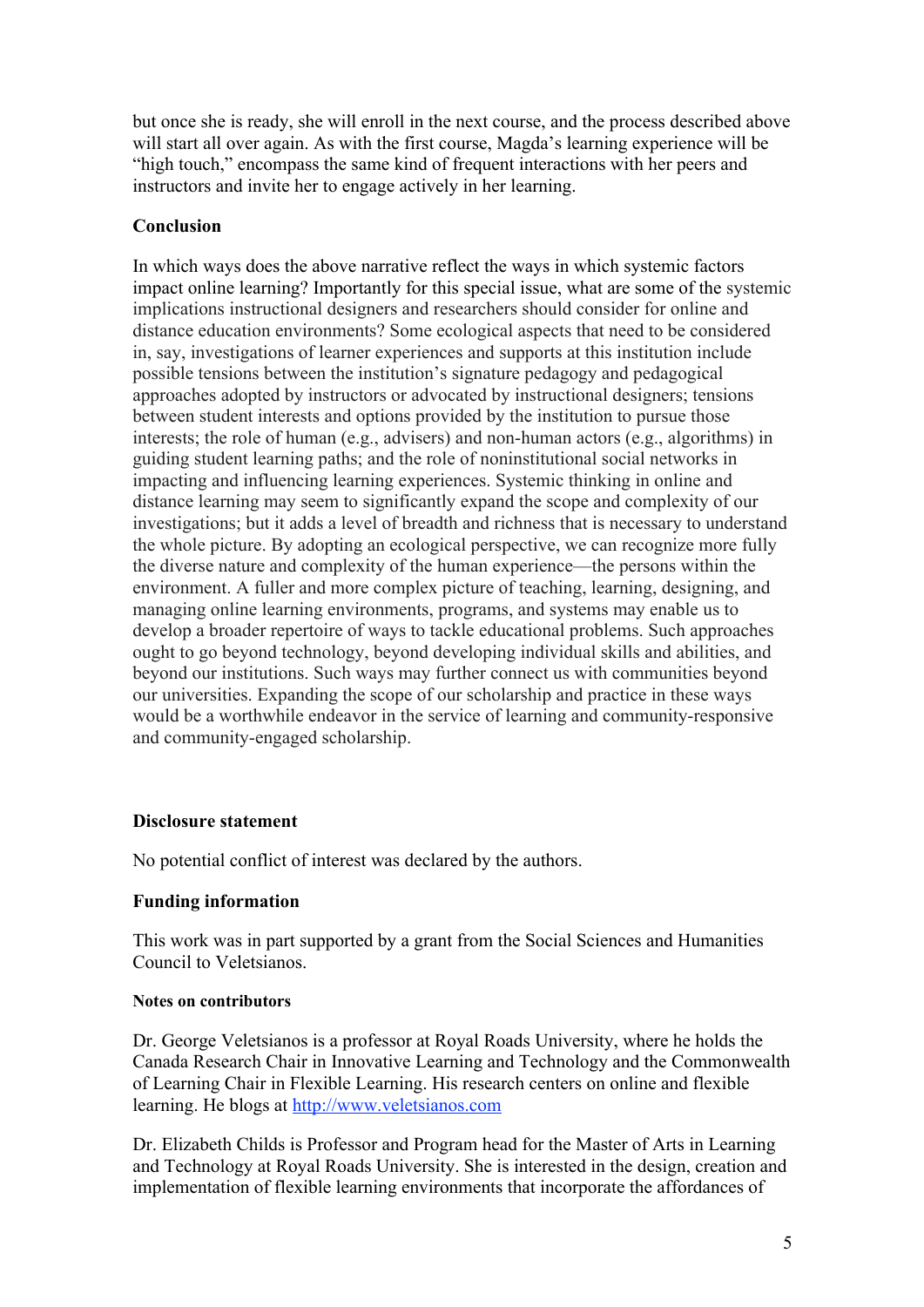but once she is ready, she will enroll in the next course, and the process described above will start all over again. As with the first course, Magda's learning experience will be "high touch," encompass the same kind of frequent interactions with her peers and instructors and invite her to engage actively in her learning.

**Conclusion**

In which ways does the above narrative reflect the ways in which systemic factors impact online learning? Importantly for this special issue, what are some of the systemic implications instructional designers and researchers should consider for online and distance education environments? Some ecological aspects that need to be considered in, say, investigations of learner experiences and supports at this institution include possible tensions between the institution's signature pedagogy and pedagogical approaches adopted by instructors or advocated by instructional designers; tensions between student interests and options provided by the institution to pursue those interests; the role of human (e.g., advisers) and non-human actors (e.g., algorithms) in guiding student learning paths; and the role of noninstitutional social networks in impacting and influencing learning experiences. Systemic thinking in online and distance learning may seem to significantly expand the scope and complexity of our investigations; but it adds a level of breadth and richness that is necessary to understand the whole picture. By adopting an ecological perspective, we can recognize more fully the diverse nature and complexity of the human experience—the persons within the environment. A fuller and more complex picture of teaching, learning, designing, and managing online learning environments, programs, and systems may enable us to develop a broader repertoire of ways to tackle educational problems. Such approaches ought to go beyond technology, beyond developing individual skills and abilities, and beyond our institutions. Such ways may further connect us with communities beyond our universities. Expanding the scope of our scholarship and practice in these ways would be a worthwhile endeavor in the service of learning and community-responsive and community-engaged scholarship.

**Disclosure statement**

No potential conflict of interest was declared by the authors.

**Funding information**

This work was in part supported by a grant from the Social Sciences and Humanities Council to Veletsianos.

**Notes on contributors**

Dr. George Veletsianos is a professor at Royal Roads University, where he holds the Canada Research Chair in Innovative Learning and Technology and the Commonwealth of Learning Chair in Flexible Learning. His research centers on online and flexible learning. He blogs at [http://www.veletsianos.com](http://www.veletsianos.com)

Dr. Elizabeth Childs is Professor and Program head for the Master of Arts in Learning and Technology at Royal Roads University. She is interested in the design, creation and implementation of flexible learning environments that incorporate the affordances of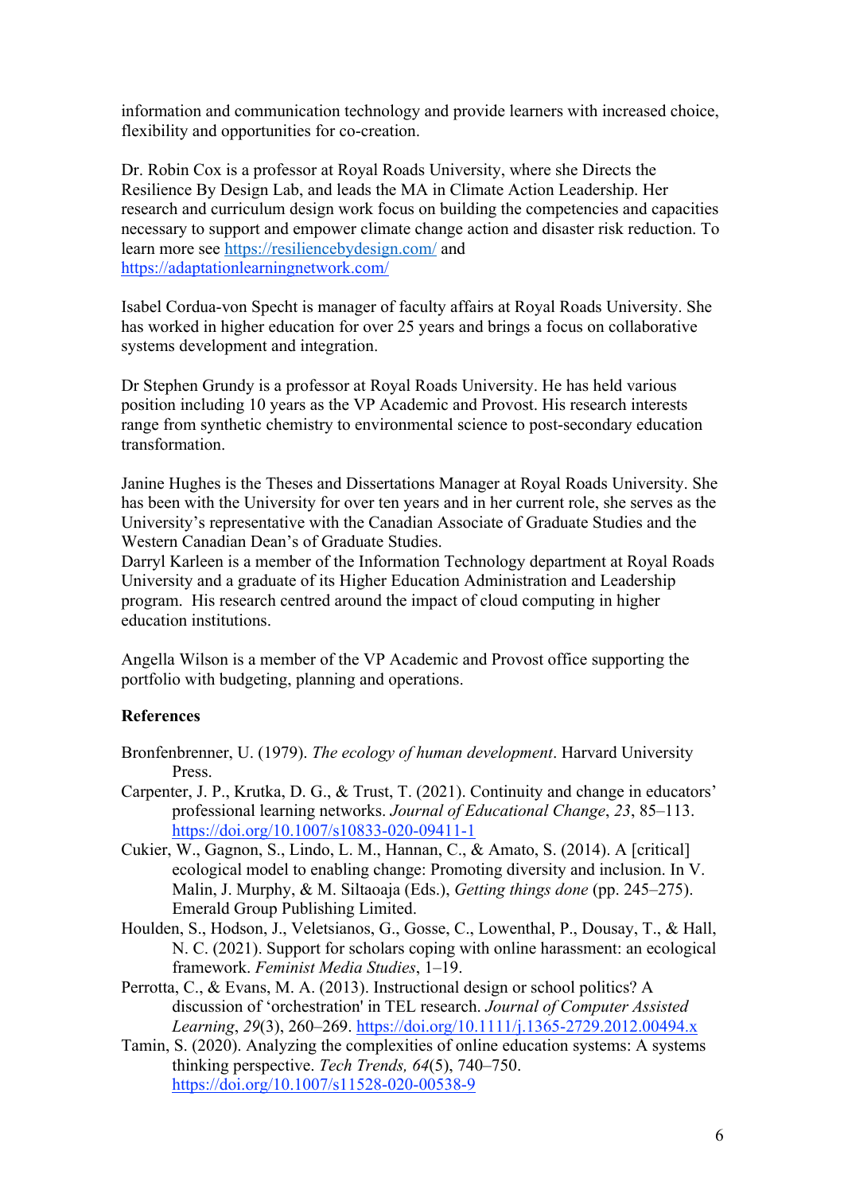information and communication technology and provide learners with increased choice, flexibility and opportunities for co-creation.

Dr. Robin Cox is a professor at Royal Roads University, where she Directs the Resilience By Design Lab, and leads the MA in Climate Action Leadership. Her research and curriculum design work focus on building the competencies and capacities necessary to support and empower climate change action and disaster risk reduction. To learn more see https://resiliencebydesign.com/ and https://adaptationlearningnetwork.com/

Isabel Cordua-von Specht is manager of faculty affairs at Royal Roads University. She has worked in higher education for over 25 years and brings a focus on collaborative systems development and integration.

Dr Stephen Grundy is a professor at Royal Roads University. He has held various position including 10 years as the VP Academic and Provost. His research interests range from synthetic chemistry to environmental science to post-secondary education transformation.

Janine Hughes is the Theses and Dissertations Manager at Royal Roads University. She has been with the University for over ten years and in her current role, she serves as the University's representative with the Canadian Associate of Graduate Studies and the Western Canadian Dean's of Graduate Studies.

Darryl Karleen is a member of the Information Technology department at Royal Roads University and a graduate of its Higher Education Administration and Leadership program. His research centred around the impact of cloud computing in higher education institutions.

Angella Wilson is a member of the VP Academic and Provost office supporting the portfolio with budgeting, planning and operations.

**References**

Bronfenbrenner, U. (1979). *The ecology of human development*. Harvard University Press.

Carpenter, J. P., Krutka, D. G., & Trust, T. (2021). Continuity and change in educators' professional learning networks. *Journal of Educational Change*, *23*, 85–113. https://doi.org/10.1007/s10833-020-09411-1

Cukier, W., Gagnon, S., Lindo, L. M., Hannan, C., & Amato, S. (2014). A [critical] ecological model to enabling change: Promoting diversity and inclusion. In V. Malin, J. Murphy, & M. Siltaoja (Eds.), *Getting things done* (pp. 245–275). Emerald Group Publishing Limited.

Houlden, S., Hodson, J., Veletsianos, G., Gosse, C., Lowenthal, P., Dousay, T., & Hall, N. C. (2021). Support for scholars coping with online harassment: an ecological framework. *Feminist Media Studies*, 1–19.

Perrotta, C., & Evans, M. A. (2013). Instructional design or school politics? A discussion of 'orchestration' in TEL research. *Journal of Computer Assisted Learning*, *29*(3), 260–269. https://doi.org/10.1111/j.1365-2729.2012.00494.x

Tamin, S. (2020). Analyzing the complexities of online education systems: A systems thinking perspective. *Tech Trends, 64*(5), 740–750. https://doi.org/10.1007/s11528-020-00538-9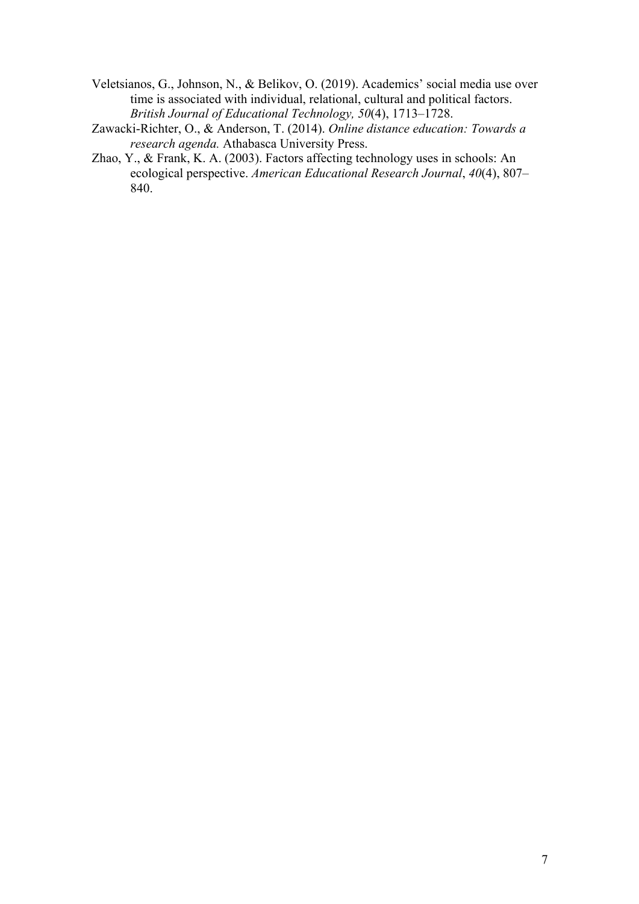Veletsianos, G., Johnson, N., & Belikov, O. (2019). Academics' social media use over time is associated with individual, relational, cultural and political factors. *British Journal of Educational Technology, 50*(4), 1713–1728.

Zawacki-Richter, O., & Anderson, T. (2014). *Online distance education: Towards a research agenda.* Athabasca University Press.

Zhao, Y., & Frank, K. A. (2003). Factors affecting technology uses in schools: An ecological perspective. *American Educational Research Journal*, *40*(4), 807–840.